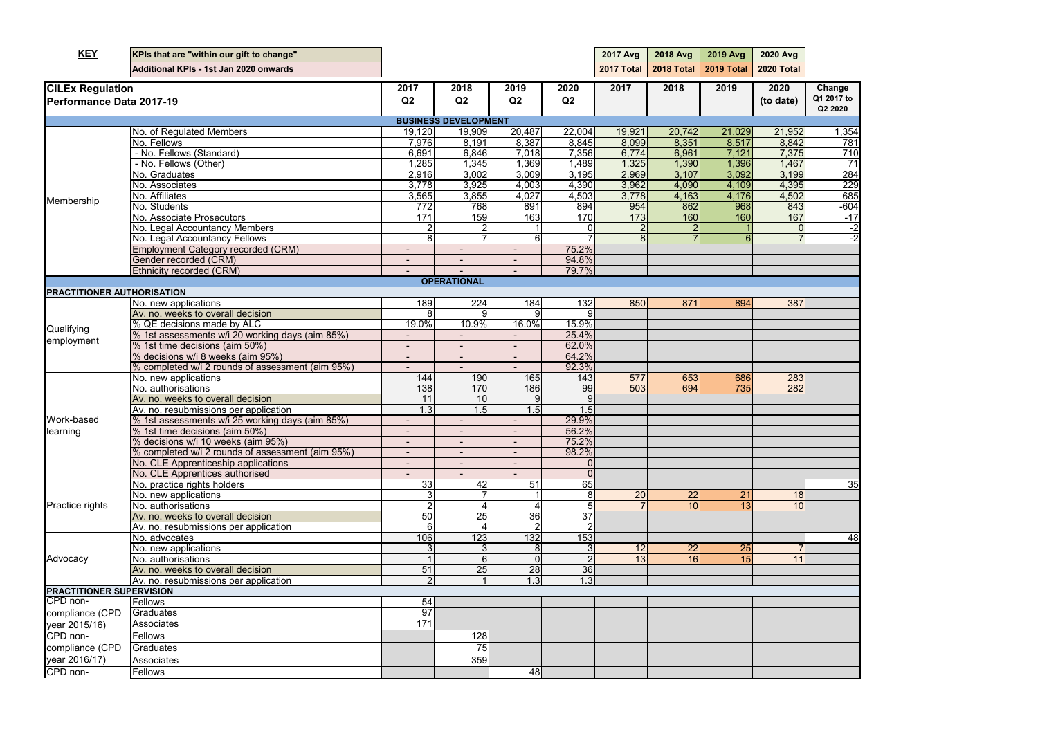| **KEY** | KPIs that are "within our gift to change" | | | | | 2017 Avg | 2018 Avg | 2019 Avg | 2020 Avg | |
|---|---|---|---|---|---|---|---|---|---|---|
| | Additional KPIs - 1st Jan 2020 onwards | | | | | 2017 Total | 2018 Total | 2019 Total | 2020 Total | |

| **CILEx Regulation Performance Data 2017-19** | | **2017 Q2** | **2018 Q2** | **2019 Q2** | **2020 Q2** | **2017** | **2018** | **2019** | **2020 (to date)** | **Change Q1 2017 to Q2 2020** |
|---|---|---|---|---|---|---|---|---|---|---|
| **BUSINESS DEVELOPMENT** | | | | | | | | | | |
| Membership | No. of Regulated Members | 19,120 | 19,909 | 20,487 | 22,004 | 19,921 | 20,742 | 21,029 | 21,952 | 1,354 |
| | No. Fellows | 7,976 | 8,191 | 8,387 | 8,845 | 8,099 | 8,351 | 8,517 | 8,842 | 781 |
| | - No. Fellows (Standard) | 6,691 | 6,846 | 7,018 | 7,356 | 6,774 | 6,961 | 7,121 | 7,375 | 710 |
| | - No. Fellows (Other) | 1,285 | 1,345 | 1,369 | 1,489 | 1,325 | 1,390 | 1,396 | 1,467 | 71 |
| | No. Graduates | 2,916 | 3,002 | 3,009 | 3,195 | 2,969 | 3,107 | 3,092 | 3,199 | 284 |
| | No. Associates | 3,778 | 3,925 | 4,003 | 4,390 | 3,962 | 4,090 | 4,109 | 4,395 | 229 |
| | No. Affiliates | 3,565 | 3,855 | 4,027 | 4,503 | 3,778 | 4,163 | 4,176 | 4,502 | 685 |
| | No. Students | 772 | 768 | 891 | 894 | 954 | 862 | 968 | 843 | -604 |
| | No. Associate Prosecutors | 171 | 159 | 163 | 170 | 173 | 160 | 160 | 167 | -17 |
| | No. Legal Accountancy Members | 2 | 2 | 1 | 0 | 2 | 2 | 1 | 0 | -2 |
| | No. Legal Accountancy Fellows | 8 | 7 | 6 | 7 | 8 | 7 | 6 | 7 | -2 |
| | Employment Category recorded (CRM) | - | - | - | 75.2% | | | | | |
| | Gender recorded (CRM) | - | - | - | 94.8% | | | | | |
| | Ethnicity recorded (CRM) | - | - | - | 79.7% | | | | | |
| **OPERATIONAL** | | | | | | | | | | |
| **PRACTITIONER AUTHORISATION** | | | | | | | | | | |
| Qualifying employment | No. new applications | 189 | 224 | 184 | 132 | 850 | 871 | 894 | 387 | |
| | Av. no. weeks to overall decision | 8 | 9 | 9 | 9 | | | | | |
| | % QE decisions made by ALC | 19.0% | 10.9% | 16.0% | 15.9% | | | | | |
| | % 1st assessments w/i 20 working days (aim 85%) | - | - | - | 25.4% | | | | | |
| | % 1st time decisions (aim 50%) | - | - | - | 62.0% | | | | | |
| | % decisions w/i 8 weeks (aim 95%) | - | - | - | 64.2% | | | | | |
| | % completed w/i 2 rounds of assessment (aim 95%) | - | - | - | 92.3% | | | | | |
| Work-based learning | No. new applications | 144 | 190 | 165 | 143 | 577 | 653 | 686 | 283 | |
| | No. authorisations | 138 | 170 | 186 | 99 | 503 | 694 | 735 | 282 | |
| | Av. no. weeks to overall decision | 11 | 10 | 9 | 9 | | | | | |
| | Av. no. resubmissions per application | 1.3 | 1.5 | 1.5 | 1.5 | | | | | |
| | % 1st assessments w/i 25 working days (aim 85%) | - | - | - | 29.9% | | | | | |
| | % 1st time decisions (aim 50%) | - | - | - | 56.2% | | | | | |
| | % decisions w/i 10 weeks (aim 95%) | - | - | - | 75.2% | | | | | |
| | % completed w/i 2 rounds of assessment (aim 95%) | - | - | - | 98.2% | | | | | |
| | No. CLE Apprenticeship applications | - | - | - | 0 | | | | | |
| | No. CLE Apprentices authorised | - | - | - | 0 | | | | | |
| Practice rights | No. practice rights holders | 33 | 42 | 51 | 65 | | | | | 35 |
| | No. new applications | 3 | 7 | 1 | 8 | 20 | 22 | 21 | 18 | |
| | No. authorisations | 2 | 4 | 4 | 5 | 7 | 10 | 13 | 10 | |
| | Av. no. weeks to overall decision | 50 | 25 | 36 | 37 | | | | | |
| | Av. no. resubmissions per application | 6 | 4 | 2 | 2 | | | | | |
| Advocacy | No. advocates | 106 | 123 | 132 | 153 | | | | | 48 |
| | No. new applications | 3 | 3 | 8 | 3 | 12 | 22 | 25 | 7 | |
| | No. authorisations | 1 | 6 | 0 | 2 | 13 | 16 | 15 | 11 | |
| | Av. no. weeks to overall decision | 51 | 25 | 28 | 36 | | | | | |
| | Av. no. resubmissions per application | 2 | 1 | 1.3 | 1.3 | | | | | |
| **PRACTITIONER SUPERVISION** | | | | | | | | | | |
| CPD non-compliance (CPD year 2015/16) | Fellows | 54 | | | | | | | | |
| | Graduates | 97 | | | | | | | | |
| | Associates | 171 | | | | | | | | |
| CPD non-compliance (CPD year 2016/17) | Fellows | | 128 | | | | | | | |
| | Graduates | | 75 | | | | | | | |
| | Associates | | 359 | | | | | | | |
| CPD non- | Fellows | | | 48 | | | | | | |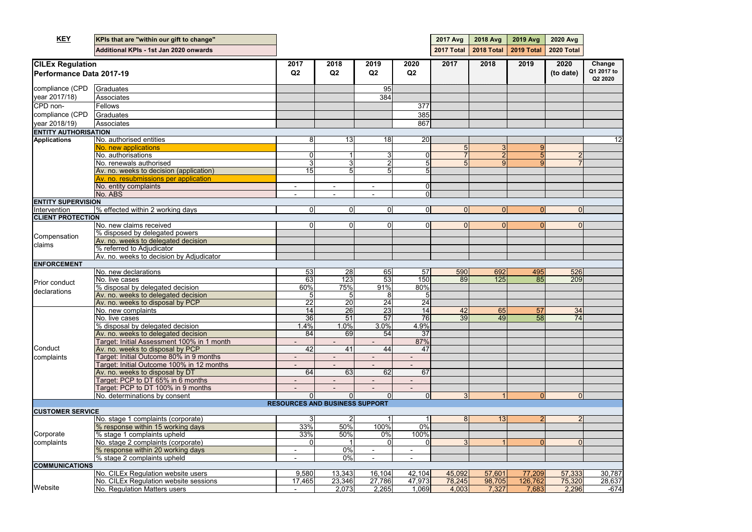**KEY**

| KPIs that are "within our gift to change" |
|---|
| Additional KPIs - 1st Jan 2020 onwards |

| CILEx Regulation Performance Data 2017-19 | | 2017 Q2 | 2018 Q2 | 2019 Q2 | 2020 Q2 | 2017 (2017 Avg / 2017 Total) | 2018 (2018 Avg / 2018 Total) | 2019 (2019 Avg / 2019 Total) | 2020 (to date) (2020 Avg / 2020 Total) | Change Q1 2017 to Q2 2020 |
|---|---|---|---|---|---|---|---|---|---|---|
| compliance (CPD year 2017/18) | Graduates | | | 95 | | | | | | |
| | Associates | | | 384 | | | | | | |
| CPD non-compliance (CPD year 2018/19) | Fellows | | | | 377 | | | | | |
| | Graduates | | | | 385 | | | | | |
| | Associates | | | | 867 | | | | | |
| **ENTITY AUTHORISATION** | | | | | | | | | | |
| **Applications** | No. authorised entities | 8 | 13 | 18 | 20 | | | | | 12 |
| | No. new applications | | | | | 5 | 3 | 9 | | |
| | No. authorisations | 0 | 1 | 3 | 0 | 7 | 2 | 5 | 2 | |
| | No. renewals authorised | 3 | 3 | 2 | 5 | 5 | 9 | 9 | 7 | |
| | Av. no. weeks to decision (application) | 15 | 5 | 5 | 5 | | | | | |
| | Av. no. resubmissions per application | | | | | | | | | |
| | No. entity complaints | - | - | - | 0 | | | | | |
| | No. ABS | - | - | - | 0 | | | | | |
| **ENTITY SUPERVISION** | | | | | | | | | | |
| Intervention | % effected within 2 working days | 0 | 0 | 0 | 0 | 0 | 0 | 0 | 0 | |
| **CLIENT PROTECTION** | | | | | | | | | | |
| Compensation claims | No. new claims received | 0 | 0 | 0 | 0 | 0 | 0 | 0 | 0 | |
| | % disposed by delegated powers | | | | | | | | | |
| | Av. no. weeks to delegated decision | | | | | | | | | |
| | % referred to Adjudicator | | | | | | | | | |
| | Av. no. weeks to decision by Adjudicator | | | | | | | | | |
| **ENFORCEMENT** | | | | | | | | | | |
| Prior conduct declarations | No. new declarations | 53 | 28 | 65 | 57 | 590 | 692 | 495 | 526 | |
| | No. live cases | 63 | 123 | 53 | 150 | 89 | 125 | 85 | 209 | |
| | % disposal by delegated decision | 60% | 75% | 91% | 80% | | | | | |
| | Av. no. weeks to delegated decision | 5 | 5 | 8 | 5 | | | | | |
| | Av. no. weeks to disposal by PCP | 22 | 20 | 24 | 24 | | | | | |
| Conduct complaints | No. new complaints | 14 | 26 | 23 | 14 | 42 | 65 | 57 | 34 | |
| | No. live cases | 36 | 51 | 57 | 76 | 39 | 49 | 58 | 74 | |
| | % disposal by delegated decision | 1.4% | 1.0% | 3.0% | 4.9% | | | | | |
| | Av. no. weeks to delegated decision | 84 | 69 | 54 | 37 | | | | | |
| | Target: Initial Assessment 100% in 1 month | - | - | - | 87% | | | | | |
| | Av. no. weeks to disposal by PCP | 42 | 41 | 44 | 47 | | | | | |
| | Target: Initial Outcome 80% in 9 months | - | - | - | - | | | | | |
| | Target: Initial Outcome 100% in 12 months | - | - | - | - | | | | | |
| | Av. no. weeks to disposal by DT | 64 | 63 | 62 | 67 | | | | | |
| | Target: PCP to DT 65% in 6 months | - | - | - | - | | | | | |
| | Target: PCP to DT 100% in 9 months | - | - | - | - | | | | | |
| | No. determinations by consent | 0 | 0 | 0 | 0 | 3 | 1 | 0 | 0 | |
| **RESOURCES AND BUSINESS SUPPORT** | | | | | | | | | | |
| **CUSTOMER SERVICE** | | | | | | | | | | |
| Corporate complaints | No. stage 1 complaints (corporate) | 3 | 2 | 1 | 1 | 8 | 13 | 2 | 2 | |
| | % response within 15 working days | 33% | 50% | 100% | 0% | | | | | |
| | % stage 1 complaints upheld | 33% | 50% | 0% | 100% | | | | | |
| | No. stage 2 complaints (corporate) | 0 | 1 | 0 | 0 | 3 | 1 | 0 | 0 | |
| | % response within 20 working days | - | 0% | - | - | | | | | |
| | % stage 2 complaints upheld | - | 0% | - | - | | | | | |
| **COMMUNICATIONS** | | | | | | | | | | |
| Website | No. CILEx Regulation website users | 9,580 | 13,343 | 16,104 | 42,104 | 45,092 | 57,601 | 77,209 | 57,333 | 30,787 |
| | No. CILEx Regulation website sessions | 17,465 | 23,346 | 27,786 | 47,973 | 78,245 | 98,705 | 126,762 | 75,320 | 28,637 |
| | No. Regulation Matters users | - | 2,073 | 2,265 | 1,069 | 4,003 | 7,327 | 7,683 | 2,296 | -674 |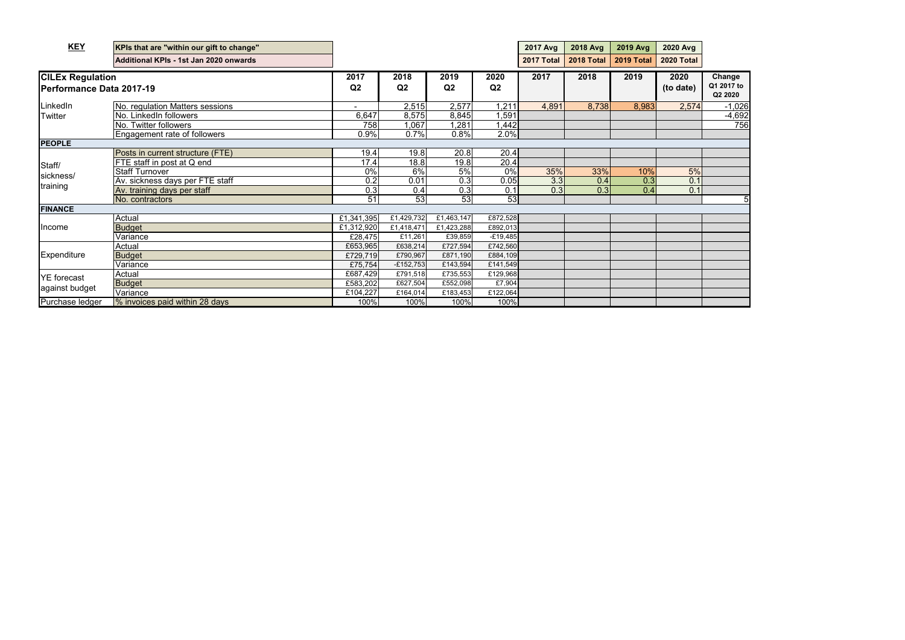| **KEY** | KPIs that are "within our gift to change" | | | | | 2017 Avg | 2018 Avg | 2019 Avg | 2020 Avg | |
|---|---|---|---|---|---|---|---|---|---|---|
| | Additional KPIs - 1st Jan 2020 onwards | | | | | 2017 Total | 2018 Total | 2019 Total | 2020 Total | |

| **CILEx Regulation Performance Data 2017-19** | | 2017 Q2 | 2018 Q2 | 2019 Q2 | 2020 Q2 | 2017 | 2018 | 2019 | 2020 (to date) | Change Q1 2017 to Q2 2020 |
|---|---|---|---|---|---|---|---|---|---|---|
| LinkedIn Twitter | No. regulation Matters sessions | - | 2,515 | 2,577 | 1,211 | 4,891 | 8,738 | 8,983 | 2,574 | -1,026 |
| | No. LinkedIn followers | 6,647 | 8,575 | 8,845 | 1,591 | | | | | -4,692 |
| | No. Twitter followers | 758 | 1,067 | 1,281 | 1,442 | | | | | 756 |
| | Engagement rate of followers | 0.9% | 0.7% | 0.8% | 2.0% | | | | | |
| **PEOPLE** | | | | | | | | | | |
| Staff/ sickness/ training | Posts in current structure (FTE) | 19.4 | 19.8 | 20.8 | 20.4 | | | | | |
| | FTE staff in post at Q end | 17.4 | 18.8 | 19.8 | 20.4 | | | | | |
| | Staff Turnover | 0% | 6% | 5% | 0% | 35% | 33% | 10% | 5% | |
| | Av. sickness days per FTE staff | 0.2 | 0.01 | 0.3 | 0.05 | 3.3 | 0.4 | 0.3 | 0.1 | |
| | Av. training days per staff | 0.3 | 0.4 | 0.3 | 0.1 | 0.3 | 0.3 | 0.4 | 0.1 | |
| | No. contractors | 51 | 53 | 53 | 53 | | | | | 5 |
| **FINANCE** | | | | | | | | | | |
| Income | Actual | £1,341,395 | £1,429,732 | £1,463,147 | £872,528 | | | | | |
| | Budget | £1,312,920 | £1,418,471 | £1,423,288 | £892,013 | | | | | |
| | Variance | £28,475 | £11,261 | £39,859 | -£19,485 | | | | | |
| Expenditure | Actual | £653,965 | £638,214 | £727,594 | £742,560 | | | | | |
| | Budget | £729,719 | £790,967 | £871,190 | £884,109 | | | | | |
| | Variance | £75,754 | -£152,753 | £143,594 | £141,549 | | | | | |
| YE forecast against budget | Actual | £687,429 | £791,518 | £735,553 | £129,968 | | | | | |
| | Budget | £583,202 | £627,504 | £552,098 | £7,904 | | | | | |
| | Variance | £104,227 | £164,014 | £183,453 | £122,064 | | | | | |
| Purchase ledger | % invoices paid within 28 days | 100% | 100% | 100% | 100% | | | | | |